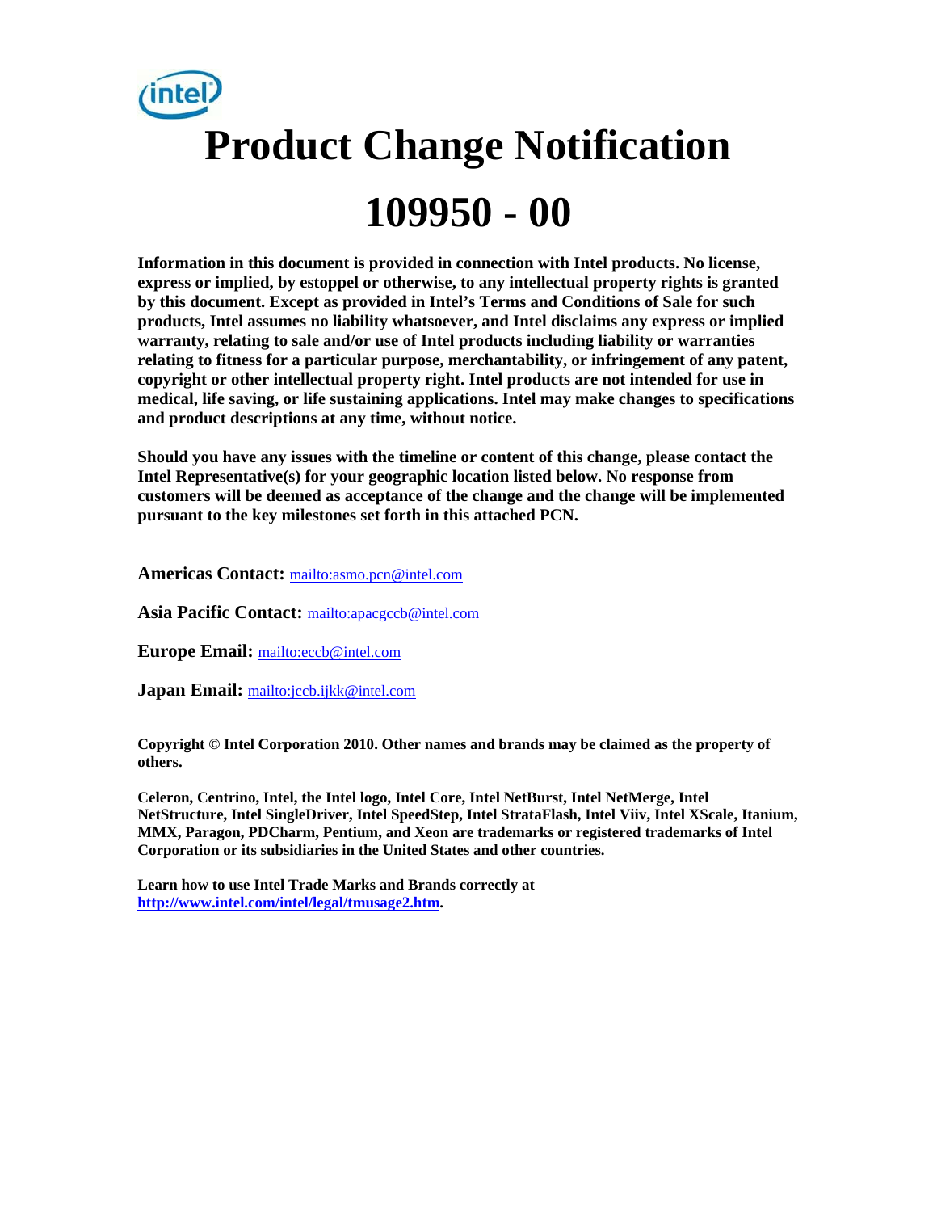# Product Change Notification

# 109950 - 00

**Information in this document is provided in connection with Intel products. No license, express or implied, by estoppel or otherwise, to any intellectual property rights is granted by this document. Except as provided in Intel's Terms and Conditions of Sale for such products, Intel assumes no liability whatsoever, and Intel disclaims any express or implied warranty, relating to sale and/or use of Intel products including liability or warranties relating to fitness for a particular purpose, merchantability, or infringement of any patent, copyright or other intellectual property right. Intel products are not intended for use in medical, life saving, or life sustaining applications. Intel may make changes to specifications and product descriptions at any time, without notice.**

**Should you have any issues with the timeline or content of this change, please contact the Intel Representative(s) for your geographic location listed below. No response from customers will be deemed as acceptance of the change and the change will be implemented pursuant to the key milestones set forth in this attached PCN.**

**Americas Contact:** mailto:asmo.pcn@intel.com

**Asia Pacific Contact:** mailto:apacgccb@intel.com

**Europe Email:** mailto:eccb@intel.com

**Japan Email:** mailto:jccb.ijkk@intel.com

**Copyright © Intel Corporation 2010. Other names and brands may be claimed as the property of others.**

**Celeron, Centrino, Intel, the Intel logo, Intel Core, Intel NetBurst, Intel NetMerge, Intel NetStructure, Intel SingleDriver, Intel SpeedStep, Intel StrataFlash, Intel Viiv, Intel XScale, Itanium, MMX, Paragon, PDCharm, Pentium, and Xeon are trademarks or registered trademarks of Intel Corporation or its subsidiaries in the United States and other countries.**

**Learn how to use Intel Trade Marks and Brands correctly at http://www.intel.com/intel/legal/tmusage2.htm.**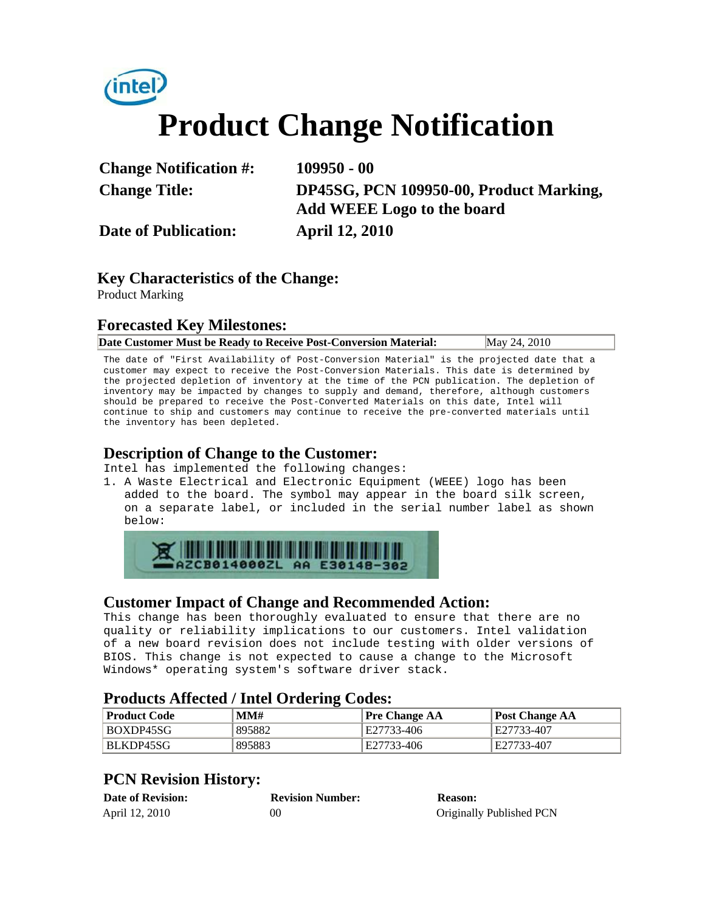# Product Change Notification

**Change Notification #:** 109950 - 00

**Change Title:** DP45SG, PCN 109950-00, Product Marking, Add WEEE Logo to the board

**Date of Publication:** April 12, 2010

## Key Characteristics of the Change:

Product Marking

## Forecasted Key Milestones:

| Date Customer Must be Ready to Receive Post-Conversion Material: | May 24, 2010 |
|---|---|

The date of "First Availability of Post-Conversion Material" is the projected date that a customer may expect to receive the Post-Conversion Materials. This date is determined by the projected depletion of inventory at the time of the PCN publication. The depletion of inventory may be impacted by changes to supply and demand, therefore, although customers should be prepared to receive the Post-Converted Materials on this date, Intel will continue to ship and customers may continue to receive the pre-converted materials until the inventory has been depleted.

## Description of Change to the Customer:

Intel has implemented the following changes:

1. A Waste Electrical and Electronic Equipment (WEEE) logo has been added to the board. The symbol may appear in the board silk screen, on a separate label, or included in the serial number label as shown below:

AZCB014000ZL AA E30148-302

## Customer Impact of Change and Recommended Action:

This change has been thoroughly evaluated to ensure that there are no quality or reliability implications to our customers. Intel validation of a new board revision does not include testing with older versions of BIOS. This change is not expected to cause a change to the Microsoft Windows* operating system's software driver stack.

## Products Affected / Intel Ordering Codes:

| Product Code | MM# | Pre Change AA | Post Change AA |
|---|---|---|---|
| BOXDP45SG | 895882 | E27733-406 | E27733-407 |
| BLKDP45SG | 895883 | E27733-406 | E27733-407 |

## PCN Revision History:

| Date of Revision: | Revision Number: | Reason: |
|---|---|---|
| April 12, 2010 | 00 | Originally Published PCN |